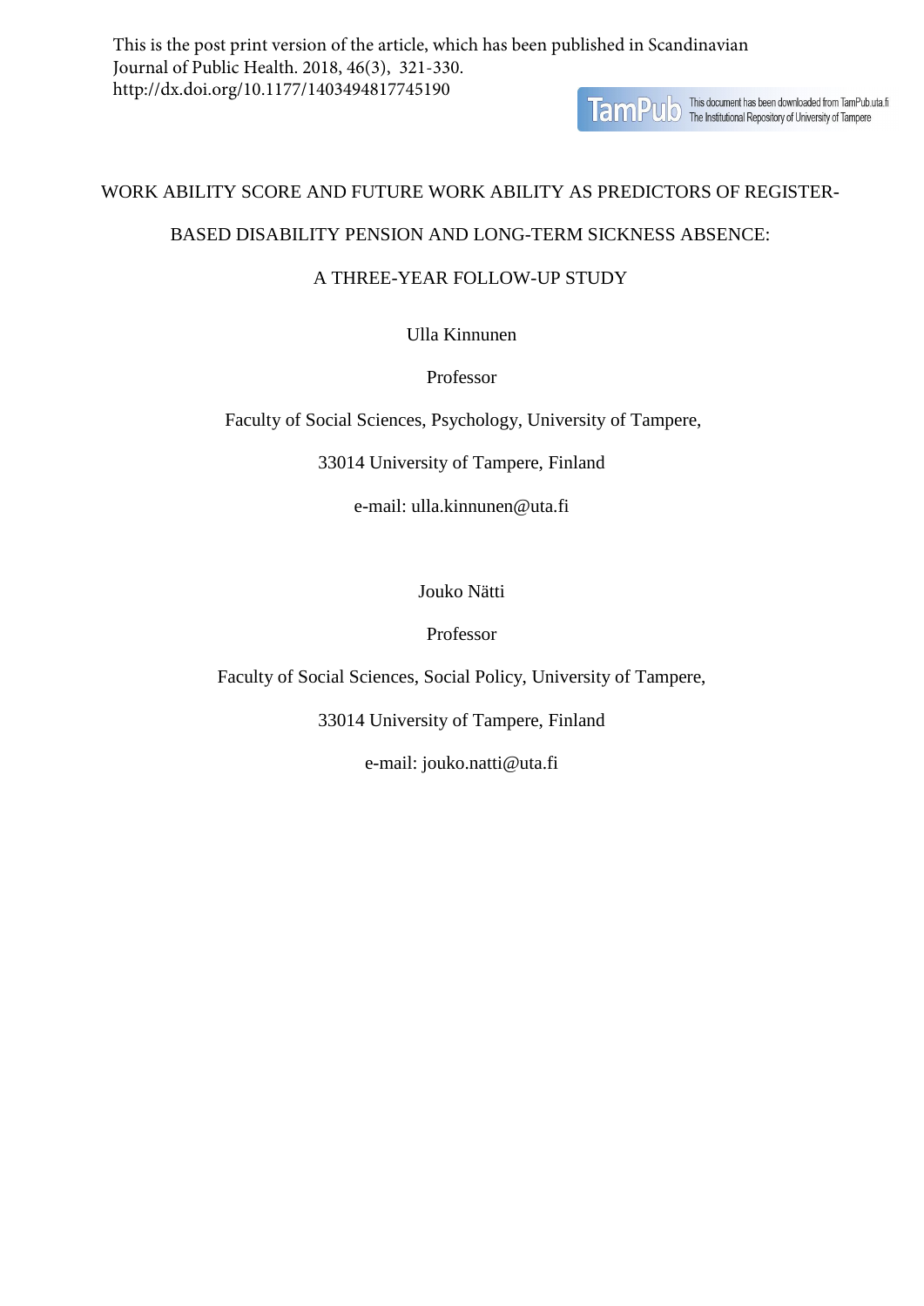This is the post print version of the article, which has been published in Scandinavian Journal of Public Health. 2018, 46(3), 321-330. http://dx.doi.org/10.1177/1403494817745190

# WORK ABILITY SCORE AND FUTURE WORK ABILITY AS PREDICTORS OF REGISTER-BASED DISABILITY PENSION AND LONG-TERM SICKNESS ABSENCE: A THREE-YEAR FOLLOW-UP STUDY

Ulla Kinnunen

Professor

Faculty of Social Sciences, Psychology, University of Tampere,

33014 University of Tampere, Finland

e-mail: ulla.kinnunen@uta.fi

Jouko Nätti

Professor

Faculty of Social Sciences, Social Policy, University of Tampere,

33014 University of Tampere, Finland

e-mail: jouko.natti@uta.fi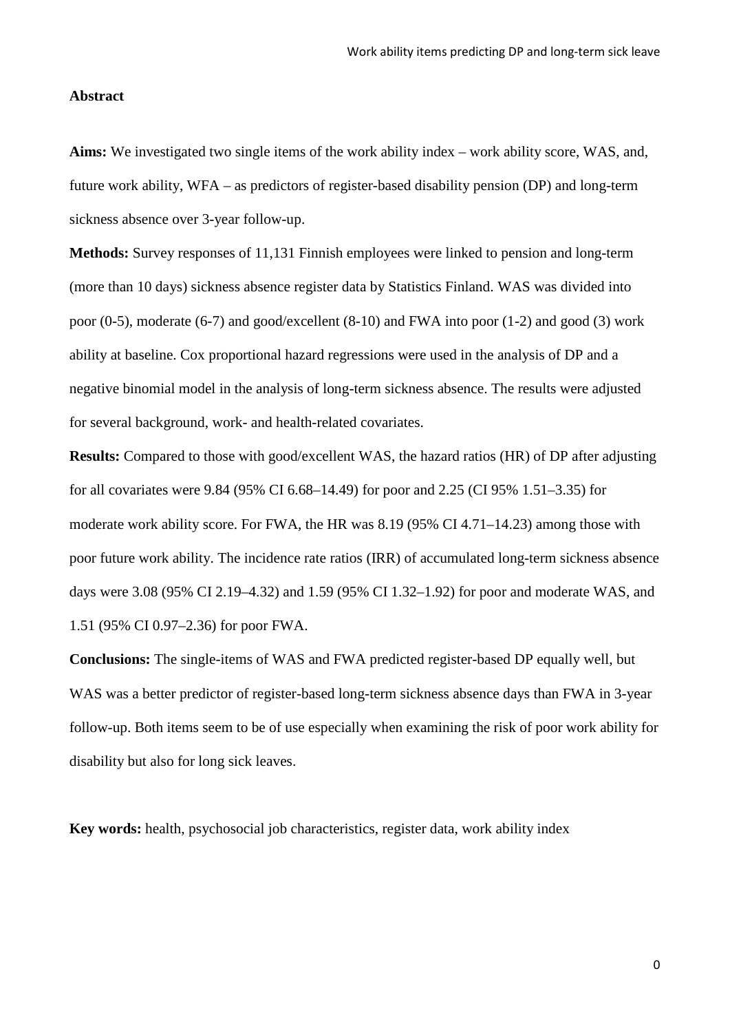**Abstract**

**Aims:** We investigated two single items of the work ability index – work ability score, WAS, and, future work ability, WFA – as predictors of register-based disability pension (DP) and long-term sickness absence over 3-year follow-up.

**Methods:** Survey responses of 11,131 Finnish employees were linked to pension and long-term (more than 10 days) sickness absence register data by Statistics Finland. WAS was divided into poor (0-5), moderate (6-7) and good/excellent (8-10) and FWA into poor (1-2) and good (3) work ability at baseline. Cox proportional hazard regressions were used in the analysis of DP and a negative binomial model in the analysis of long-term sickness absence. The results were adjusted for several background, work- and health-related covariates.

**Results:** Compared to those with good/excellent WAS, the hazard ratios (HR) of DP after adjusting for all covariates were 9.84 (95% CI 6.68–14.49) for poor and 2.25 (CI 95% 1.51–3.35) for moderate work ability score. For FWA, the HR was 8.19 (95% CI 4.71–14.23) among those with poor future work ability. The incidence rate ratios (IRR) of accumulated long-term sickness absence days were 3.08 (95% CI 2.19–4.32) and 1.59 (95% CI 1.32–1.92) for poor and moderate WAS, and 1.51 (95% CI 0.97–2.36) for poor FWA.

**Conclusions:** The single-items of WAS and FWA predicted register-based DP equally well, but WAS was a better predictor of register-based long-term sickness absence days than FWA in 3-year follow-up. Both items seem to be of use especially when examining the risk of poor work ability for disability but also for long sick leaves.

**Key words:** health, psychosocial job characteristics, register data, work ability index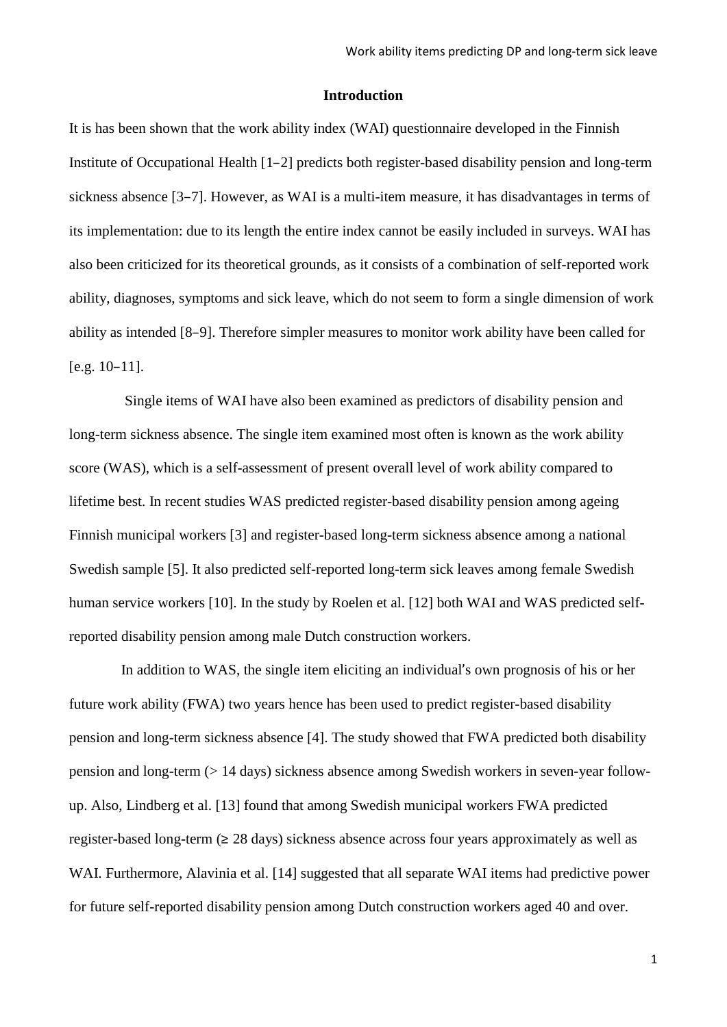## Introduction

It is has been shown that the work ability index (WAI) questionnaire developed in the Finnish Institute of Occupational Health [1–2] predicts both register-based disability pension and long-term sickness absence [3–7]. However, as WAI is a multi-item measure, it has disadvantages in terms of its implementation: due to its length the entire index cannot be easily included in surveys. WAI has also been criticized for its theoretical grounds, as it consists of a combination of self-reported work ability, diagnoses, symptoms and sick leave, which do not seem to form a single dimension of work ability as intended [8–9]. Therefore simpler measures to monitor work ability have been called for [e.g. 10–11].

Single items of WAI have also been examined as predictors of disability pension and long-term sickness absence. The single item examined most often is known as the work ability score (WAS), which is a self-assessment of present overall level of work ability compared to lifetime best. In recent studies WAS predicted register-based disability pension among ageing Finnish municipal workers [3] and register-based long-term sickness absence among a national Swedish sample [5]. It also predicted self-reported long-term sick leaves among female Swedish human service workers [10]. In the study by Roelen et al. [12] both WAI and WAS predicted self-reported disability pension among male Dutch construction workers.

In addition to WAS, the single item eliciting an individual's own prognosis of his or her future work ability (FWA) two years hence has been used to predict register-based disability pension and long-term sickness absence [4]. The study showed that FWA predicted both disability pension and long-term (> 14 days) sickness absence among Swedish workers in seven-year follow-up. Also, Lindberg et al. [13] found that among Swedish municipal workers FWA predicted register-based long-term (≥ 28 days) sickness absence across four years approximately as well as WAI. Furthermore, Alavinia et al. [14] suggested that all separate WAI items had predictive power for future self-reported disability pension among Dutch construction workers aged 40 and over.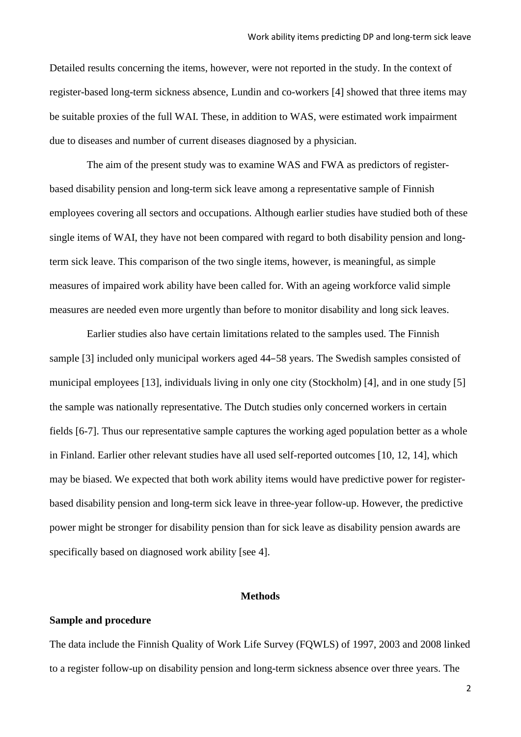Detailed results concerning the items, however, were not reported in the study. In the context of register-based long-term sickness absence, Lundin and co-workers [4] showed that three items may be suitable proxies of the full WAI. These, in addition to WAS, were estimated work impairment due to diseases and number of current diseases diagnosed by a physician.

The aim of the present study was to examine WAS and FWA as predictors of register-based disability pension and long-term sick leave among a representative sample of Finnish employees covering all sectors and occupations. Although earlier studies have studied both of these single items of WAI, they have not been compared with regard to both disability pension and long-term sick leave. This comparison of the two single items, however, is meaningful, as simple measures of impaired work ability have been called for. With an ageing workforce valid simple measures are needed even more urgently than before to monitor disability and long sick leaves.

Earlier studies also have certain limitations related to the samples used. The Finnish sample [3] included only municipal workers aged 44−58 years. The Swedish samples consisted of municipal employees [13], individuals living in only one city (Stockholm) [4], and in one study [5] the sample was nationally representative. The Dutch studies only concerned workers in certain fields [6-7]. Thus our representative sample captures the working aged population better as a whole in Finland. Earlier other relevant studies have all used self-reported outcomes [10, 12, 14], which may be biased. We expected that both work ability items would have predictive power for register-based disability pension and long-term sick leave in three-year follow-up. However, the predictive power might be stronger for disability pension than for sick leave as disability pension awards are specifically based on diagnosed work ability [see 4].

## Methods

### Sample and procedure

The data include the Finnish Quality of Work Life Survey (FQWLS) of 1997, 2003 and 2008 linked to a register follow-up on disability pension and long-term sickness absence over three years. The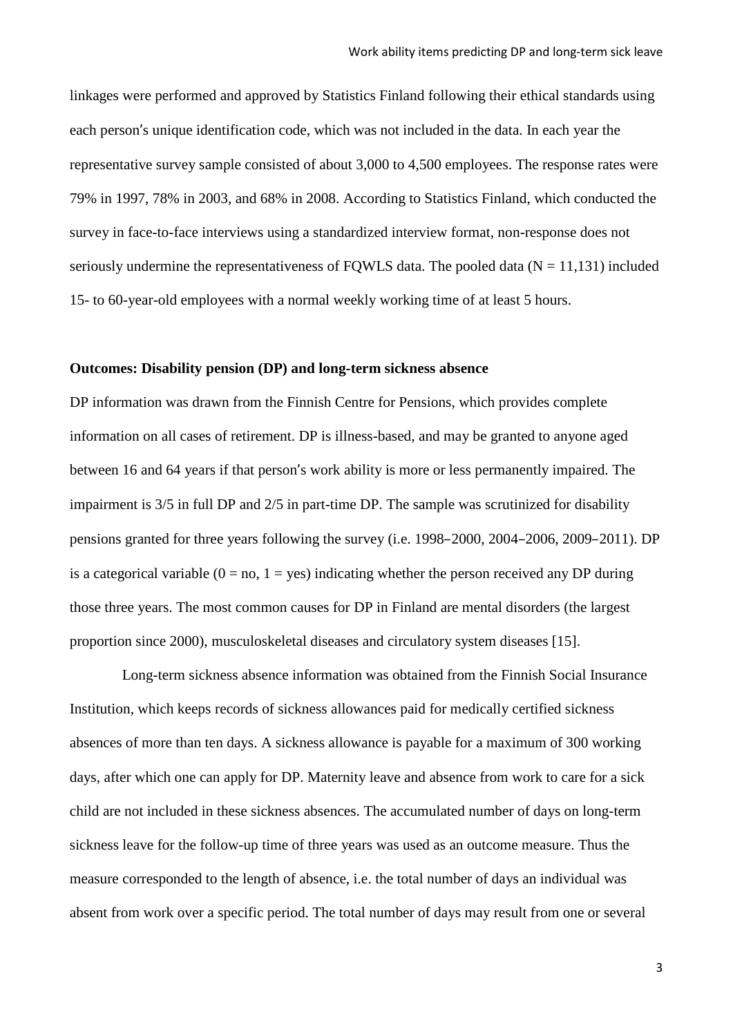linkages were performed and approved by Statistics Finland following their ethical standards using each person's unique identification code, which was not included in the data. In each year the representative survey sample consisted of about 3,000 to 4,500 employees. The response rates were 79% in 1997, 78% in 2003, and 68% in 2008. According to Statistics Finland, which conducted the survey in face-to-face interviews using a standardized interview format, non-response does not seriously undermine the representativeness of FQWLS data. The pooled data (N = 11,131) included 15- to 60-year-old employees with a normal weekly working time of at least 5 hours.

**Outcomes: Disability pension (DP) and long-term sickness absence**

DP information was drawn from the Finnish Centre for Pensions, which provides complete information on all cases of retirement. DP is illness-based, and may be granted to anyone aged between 16 and 64 years if that person's work ability is more or less permanently impaired. The impairment is 3/5 in full DP and 2/5 in part-time DP. The sample was scrutinized for disability pensions granted for three years following the survey (i.e. 1998–2000, 2004–2006, 2009–2011). DP is a categorical variable (0 = no, 1 = yes) indicating whether the person received any DP during those three years. The most common causes for DP in Finland are mental disorders (the largest proportion since 2000), musculoskeletal diseases and circulatory system diseases [15].

Long-term sickness absence information was obtained from the Finnish Social Insurance Institution, which keeps records of sickness allowances paid for medically certified sickness absences of more than ten days. A sickness allowance is payable for a maximum of 300 working days, after which one can apply for DP. Maternity leave and absence from work to care for a sick child are not included in these sickness absences. The accumulated number of days on long-term sickness leave for the follow-up time of three years was used as an outcome measure. Thus the measure corresponded to the length of absence, i.e. the total number of days an individual was absent from work over a specific period. The total number of days may result from one or several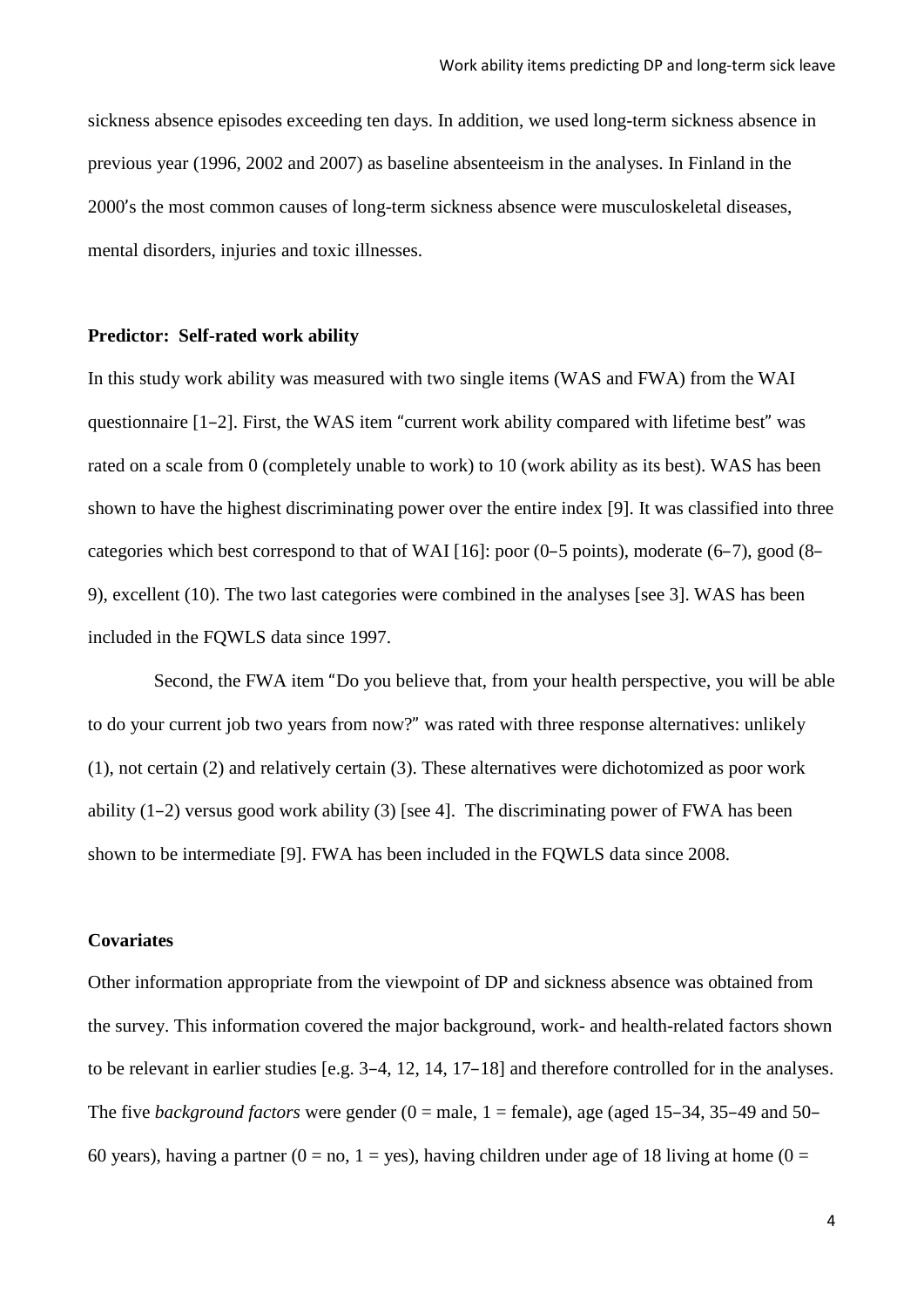sickness absence episodes exceeding ten days. In addition, we used long-term sickness absence in previous year (1996, 2002 and 2007) as baseline absenteeism in the analyses. In Finland in the 2000's the most common causes of long-term sickness absence were musculoskeletal diseases, mental disorders, injuries and toxic illnesses.

### Predictor: Self-rated work ability

In this study work ability was measured with two single items (WAS and FWA) from the WAI questionnaire [1–2]. First, the WAS item "current work ability compared with lifetime best" was rated on a scale from 0 (completely unable to work) to 10 (work ability as its best). WAS has been shown to have the highest discriminating power over the entire index [9]. It was classified into three categories which best correspond to that of WAI [16]: poor (0–5 points), moderate (6–7), good (8–9), excellent (10). The two last categories were combined in the analyses [see 3]. WAS has been included in the FQWLS data since 1997.

Second, the FWA item "Do you believe that, from your health perspective, you will be able to do your current job two years from now?" was rated with three response alternatives: unlikely (1), not certain (2) and relatively certain (3). These alternatives were dichotomized as poor work ability (1–2) versus good work ability (3) [see 4]. The discriminating power of FWA has been shown to be intermediate [9]. FWA has been included in the FQWLS data since 2008.

### Covariates

Other information appropriate from the viewpoint of DP and sickness absence was obtained from the survey. This information covered the major background, work- and health-related factors shown to be relevant in earlier studies [e.g. 3–4, 12, 14, 17–18] and therefore controlled for in the analyses. The five *background factors* were gender (0 = male, 1 = female), age (aged 15–34, 35–49 and 50–60 years), having a partner (0 = no, 1 = yes), having children under age of 18 living at home (0 =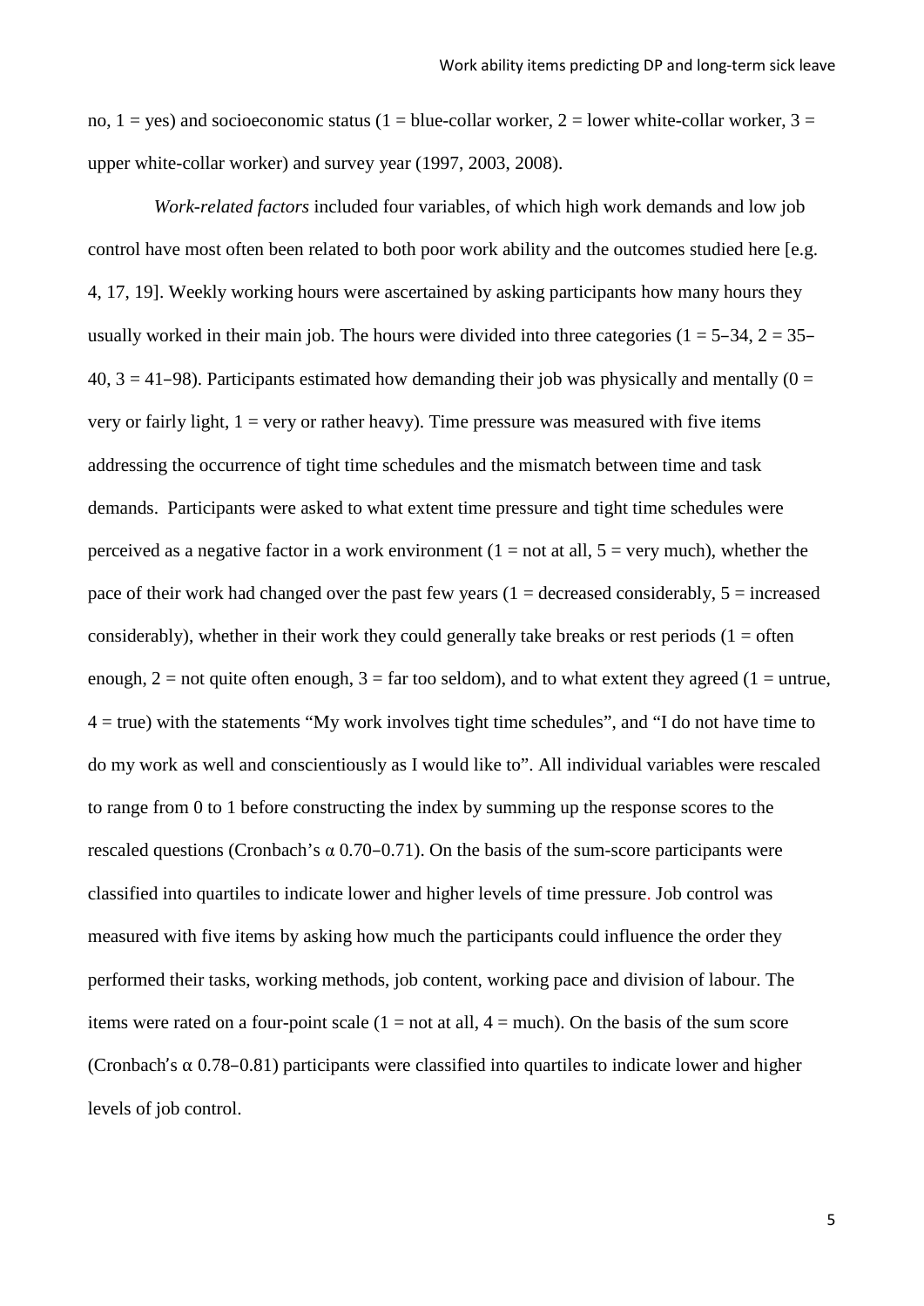no, 1 = yes) and socioeconomic status (1 = blue-collar worker, 2 = lower white-collar worker, 3 = upper white-collar worker) and survey year (1997, 2003, 2008).

*Work-related factors* included four variables, of which high work demands and low job control have most often been related to both poor work ability and the outcomes studied here [e.g. 4, 17, 19]. Weekly working hours were ascertained by asking participants how many hours they usually worked in their main job. The hours were divided into three categories (1 = 5‒34, 2 = 35‒40, 3 = 41‒98). Participants estimated how demanding their job was physically and mentally (0 = very or fairly light, 1 = very or rather heavy). Time pressure was measured with five items addressing the occurrence of tight time schedules and the mismatch between time and task demands. Participants were asked to what extent time pressure and tight time schedules were perceived as a negative factor in a work environment (1 = not at all, 5 = very much), whether the pace of their work had changed over the past few years (1 = decreased considerably, 5 = increased considerably), whether in their work they could generally take breaks or rest periods (1 = often enough, 2 = not quite often enough, 3 = far too seldom), and to what extent they agreed (1 = untrue, 4 = true) with the statements "My work involves tight time schedules", and "I do not have time to do my work as well and conscientiously as I would like to". All individual variables were rescaled to range from 0 to 1 before constructing the index by summing up the response scores to the rescaled questions (Cronbach's α 0.70‒0.71). On the basis of the sum-score participants were classified into quartiles to indicate lower and higher levels of time pressure. Job control was measured with five items by asking how much the participants could influence the order they performed their tasks, working methods, job content, working pace and division of labour. The items were rated on a four-point scale (1 = not at all, 4 = much). On the basis of the sum score (Cronbach's α 0.78‒0.81) participants were classified into quartiles to indicate lower and higher levels of job control.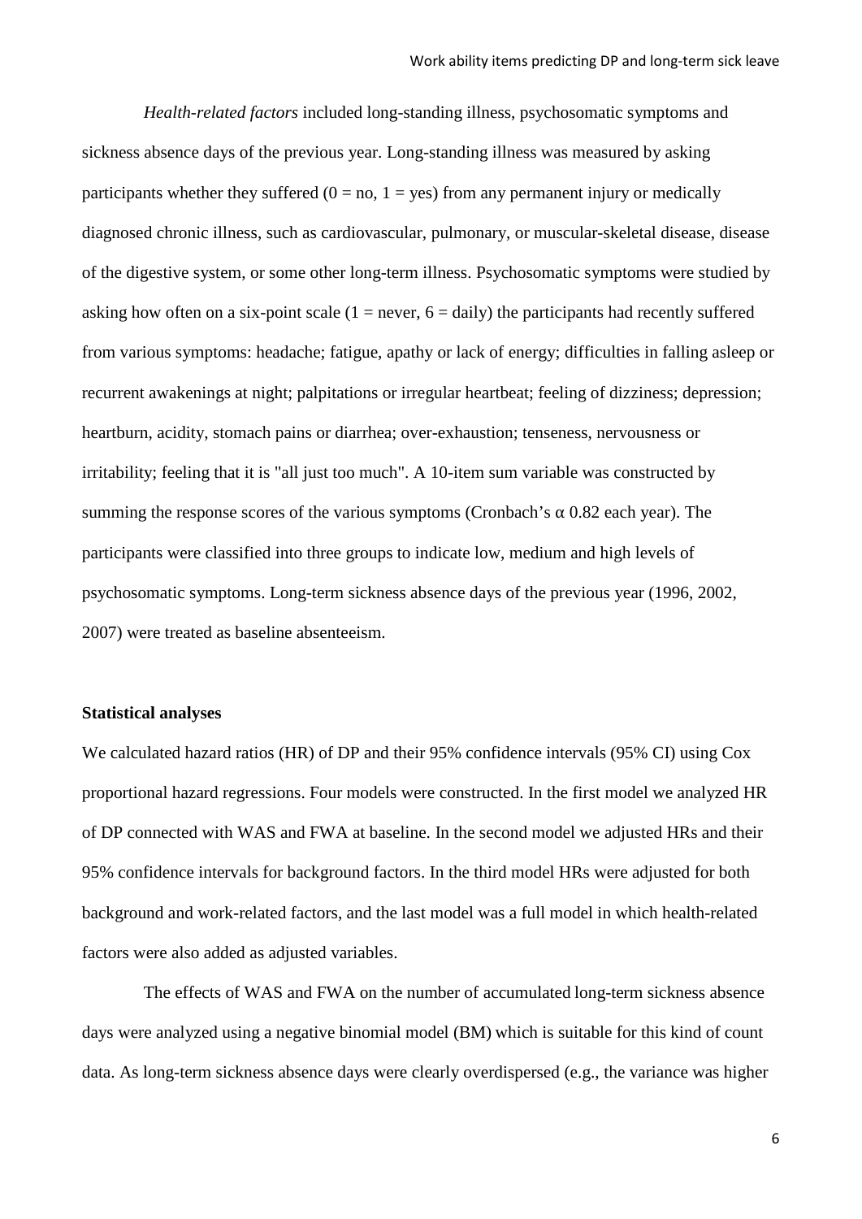*Health-related factors* included long-standing illness, psychosomatic symptoms and sickness absence days of the previous year. Long-standing illness was measured by asking participants whether they suffered (0 = no, 1 = yes) from any permanent injury or medically diagnosed chronic illness, such as cardiovascular, pulmonary, or muscular-skeletal disease, disease of the digestive system, or some other long-term illness. Psychosomatic symptoms were studied by asking how often on a six-point scale (1 = never, 6 = daily) the participants had recently suffered from various symptoms: headache; fatigue, apathy or lack of energy; difficulties in falling asleep or recurrent awakenings at night; palpitations or irregular heartbeat; feeling of dizziness; depression; heartburn, acidity, stomach pains or diarrhea; over-exhaustion; tenseness, nervousness or irritability; feeling that it is "all just too much". A 10-item sum variable was constructed by summing the response scores of the various symptoms (Cronbach's $\alpha$ 0.82 each year). The participants were classified into three groups to indicate low, medium and high levels of psychosomatic symptoms. Long-term sickness absence days of the previous year (1996, 2002, 2007) were treated as baseline absenteeism.

**Statistical analyses**

We calculated hazard ratios (HR) of DP and their 95% confidence intervals (95% CI) using Cox proportional hazard regressions. Four models were constructed. In the first model we analyzed HR of DP connected with WAS and FWA at baseline. In the second model we adjusted HRs and their 95% confidence intervals for background factors. In the third model HRs were adjusted for both background and work-related factors, and the last model was a full model in which health-related factors were also added as adjusted variables.

The effects of WAS and FWA on the number of accumulated long-term sickness absence days were analyzed using a negative binomial model (BM) which is suitable for this kind of count data. As long-term sickness absence days were clearly overdispersed (e.g., the variance was higher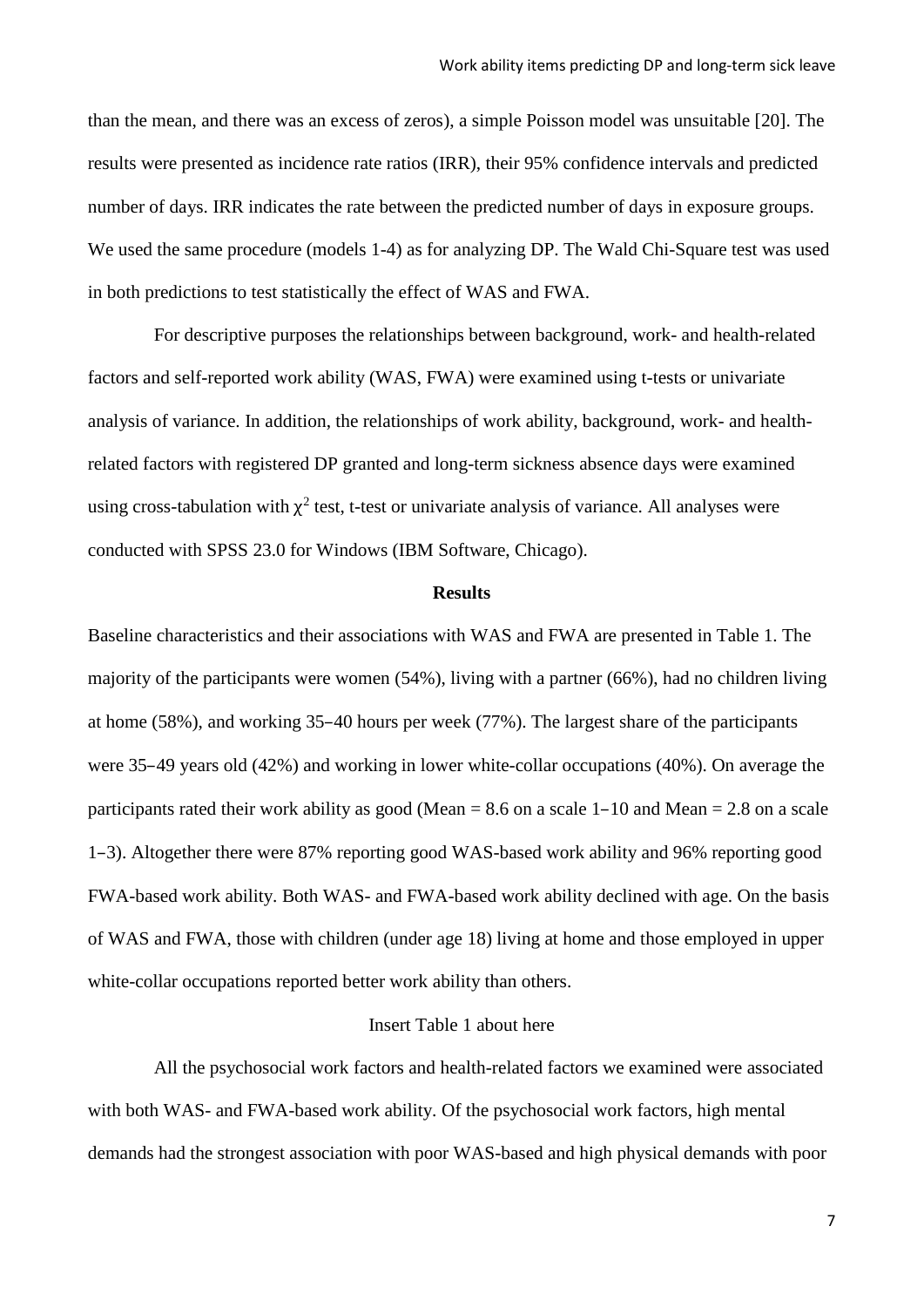than the mean, and there was an excess of zeros), a simple Poisson model was unsuitable [20]. The results were presented as incidence rate ratios (IRR), their 95% confidence intervals and predicted number of days. IRR indicates the rate between the predicted number of days in exposure groups. We used the same procedure (models 1-4) as for analyzing DP. The Wald Chi-Square test was used in both predictions to test statistically the effect of WAS and FWA.

For descriptive purposes the relationships between background, work- and health-related factors and self-reported work ability (WAS, FWA) were examined using t-tests or univariate analysis of variance. In addition, the relationships of work ability, background, work- and health-related factors with registered DP granted and long-term sickness absence days were examined using cross-tabulation with $\chi^2$ test, t-test or univariate analysis of variance. All analyses were conducted with SPSS 23.0 for Windows (IBM Software, Chicago).

## Results

Baseline characteristics and their associations with WAS and FWA are presented in Table 1. The majority of the participants were women (54%), living with a partner (66%), had no children living at home (58%), and working 35−40 hours per week (77%). The largest share of the participants were 35−49 years old (42%) and working in lower white-collar occupations (40%). On average the participants rated their work ability as good (Mean = 8.6 on a scale 1−10 and Mean = 2.8 on a scale 1−3). Altogether there were 87% reporting good WAS-based work ability and 96% reporting good FWA-based work ability. Both WAS- and FWA-based work ability declined with age. On the basis of WAS and FWA, those with children (under age 18) living at home and those employed in upper white-collar occupations reported better work ability than others.

Insert Table 1 about here

All the psychosocial work factors and health-related factors we examined were associated with both WAS- and FWA-based work ability. Of the psychosocial work factors, high mental demands had the strongest association with poor WAS-based and high physical demands with poor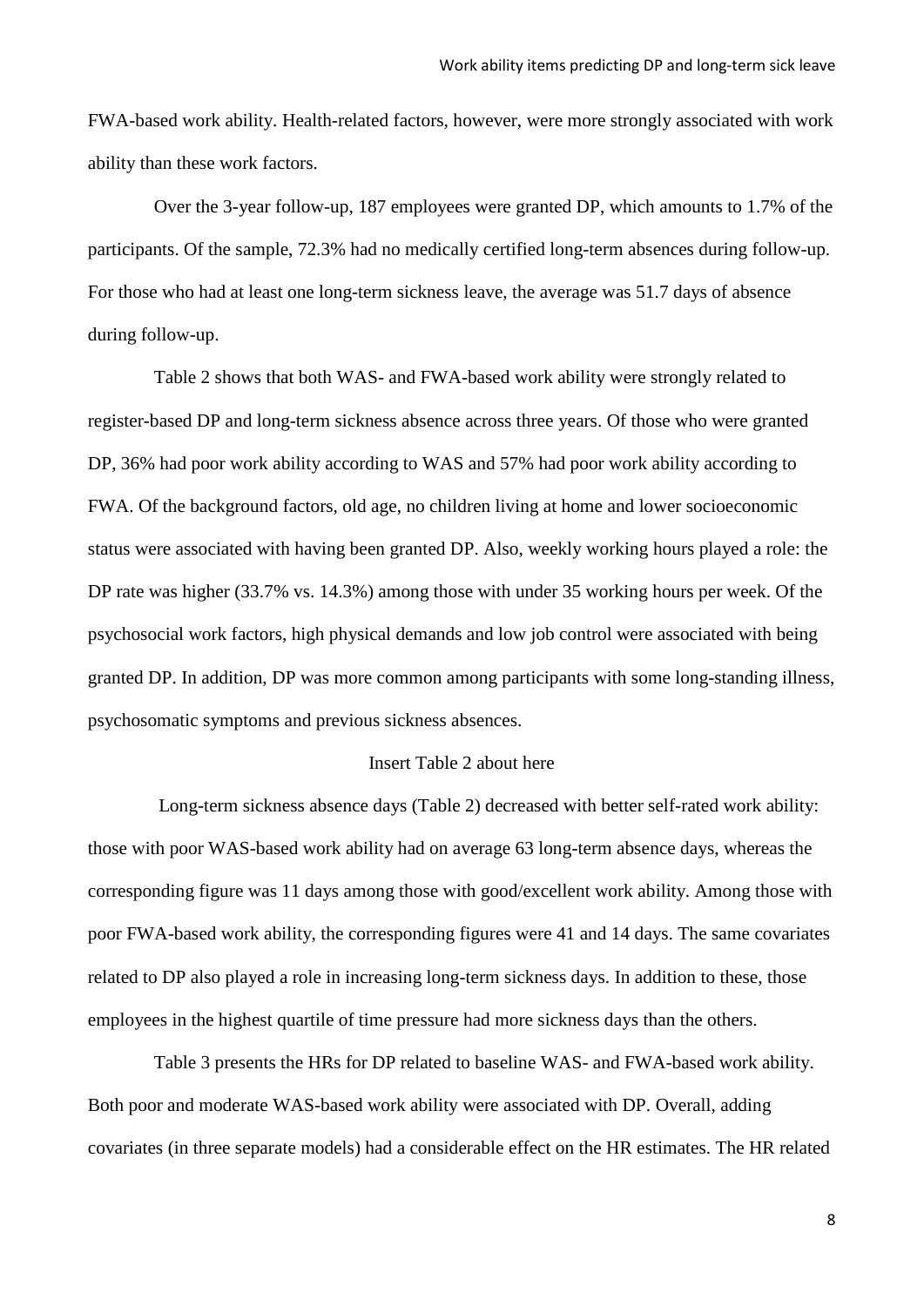FWA-based work ability. Health-related factors, however, were more strongly associated with work ability than these work factors.

Over the 3-year follow-up, 187 employees were granted DP, which amounts to 1.7% of the participants. Of the sample, 72.3% had no medically certified long-term absences during follow-up. For those who had at least one long-term sickness leave, the average was 51.7 days of absence during follow-up.

Table 2 shows that both WAS- and FWA-based work ability were strongly related to register-based DP and long-term sickness absence across three years. Of those who were granted DP, 36% had poor work ability according to WAS and 57% had poor work ability according to FWA. Of the background factors, old age, no children living at home and lower socioeconomic status were associated with having been granted DP. Also, weekly working hours played a role: the DP rate was higher (33.7% vs. 14.3%) among those with under 35 working hours per week. Of the psychosocial work factors, high physical demands and low job control were associated with being granted DP. In addition, DP was more common among participants with some long-standing illness, psychosomatic symptoms and previous sickness absences.

Insert Table 2 about here

Long-term sickness absence days (Table 2) decreased with better self-rated work ability: those with poor WAS-based work ability had on average 63 long-term absence days, whereas the corresponding figure was 11 days among those with good/excellent work ability. Among those with poor FWA-based work ability, the corresponding figures were 41 and 14 days. The same covariates related to DP also played a role in increasing long-term sickness days. In addition to these, those employees in the highest quartile of time pressure had more sickness days than the others.

Table 3 presents the HRs for DP related to baseline WAS- and FWA-based work ability. Both poor and moderate WAS-based work ability were associated with DP. Overall, adding covariates (in three separate models) had a considerable effect on the HR estimates. The HR related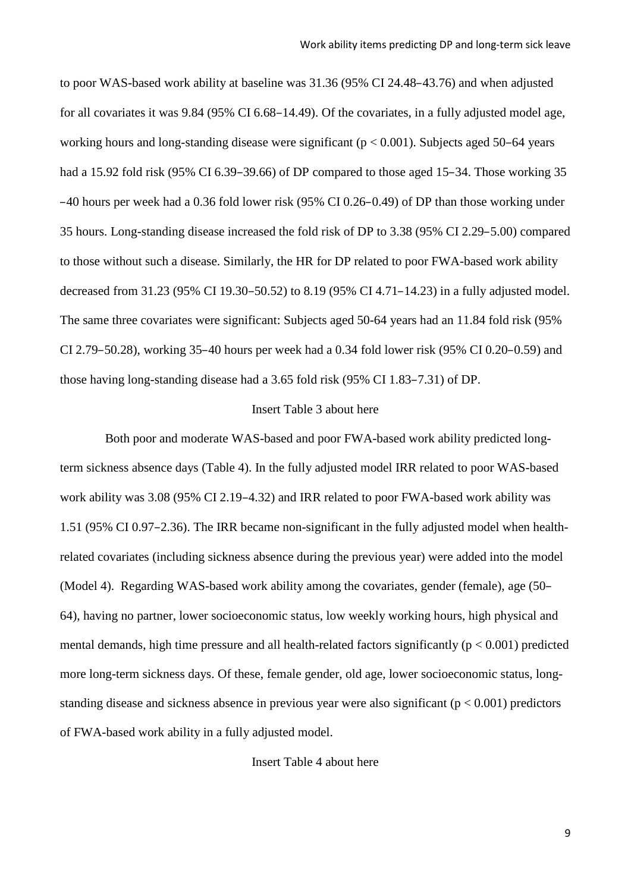to poor WAS-based work ability at baseline was 31.36 (95% CI 24.48–43.76) and when adjusted for all covariates it was 9.84 (95% CI 6.68–14.49). Of the covariates, in a fully adjusted model age, working hours and long-standing disease were significant ($p < 0.001$). Subjects aged 50–64 years had a 15.92 fold risk (95% CI 6.39–39.66) of DP compared to those aged 15–34. Those working 35 –40 hours per week had a 0.36 fold lower risk (95% CI 0.26–0.49) of DP than those working under 35 hours. Long-standing disease increased the fold risk of DP to 3.38 (95% CI 2.29–5.00) compared to those without such a disease. Similarly, the HR for DP related to poor FWA-based work ability decreased from 31.23 (95% CI 19.30–50.52) to 8.19 (95% CI 4.71–14.23) in a fully adjusted model. The same three covariates were significant: Subjects aged 50-64 years had an 11.84 fold risk (95% CI 2.79–50.28), working 35–40 hours per week had a 0.34 fold lower risk (95% CI 0.20–0.59) and those having long-standing disease had a 3.65 fold risk (95% CI 1.83–7.31) of DP.

Insert Table 3 about here

Both poor and moderate WAS-based and poor FWA-based work ability predicted long-term sickness absence days (Table 4). In the fully adjusted model IRR related to poor WAS-based work ability was 3.08 (95% CI 2.19–4.32) and IRR related to poor FWA-based work ability was 1.51 (95% CI 0.97–2.36). The IRR became non-significant in the fully adjusted model when health-related covariates (including sickness absence during the previous year) were added into the model (Model 4). Regarding WAS-based work ability among the covariates, gender (female), age (50–64), having no partner, lower socioeconomic status, low weekly working hours, high physical and mental demands, high time pressure and all health-related factors significantly ($p < 0.001$) predicted more long-term sickness days. Of these, female gender, old age, lower socioeconomic status, long-standing disease and sickness absence in previous year were also significant ($p < 0.001$) predictors of FWA-based work ability in a fully adjusted model.

Insert Table 4 about here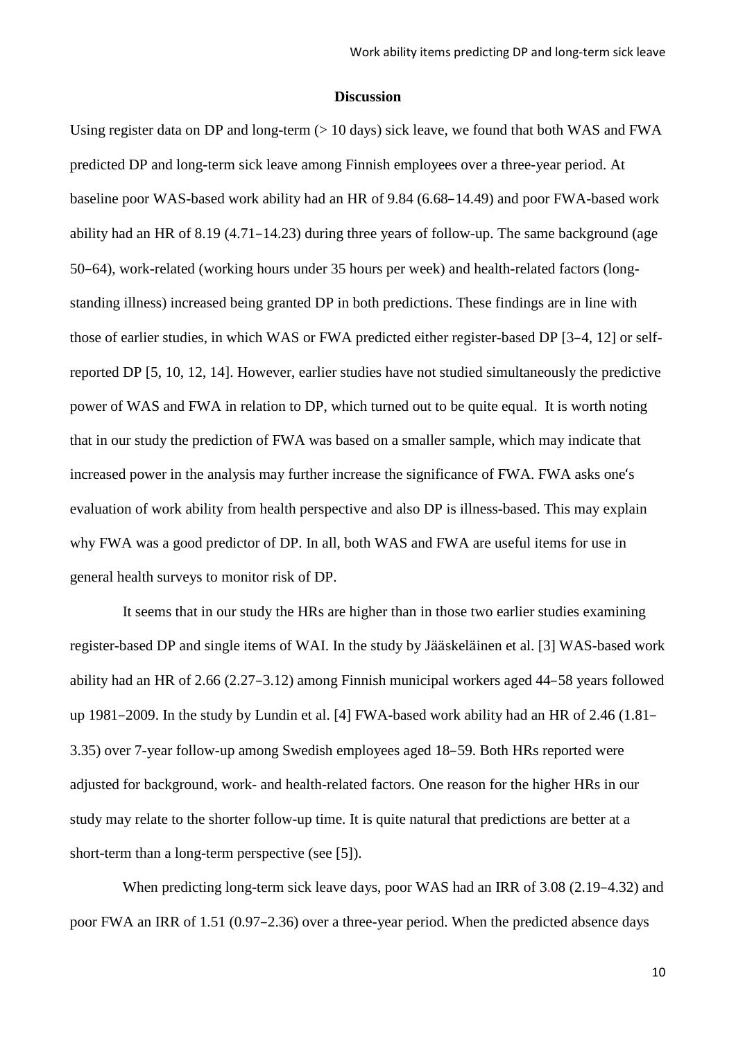## Discussion

Using register data on DP and long-term (> 10 days) sick leave, we found that both WAS and FWA predicted DP and long-term sick leave among Finnish employees over a three-year period. At baseline poor WAS-based work ability had an HR of 9.84 (6.68‒14.49) and poor FWA-based work ability had an HR of 8.19 (4.71‒14.23) during three years of follow-up. The same background (age 50‒64), work-related (working hours under 35 hours per week) and health-related factors (long-standing illness) increased being granted DP in both predictions. These findings are in line with those of earlier studies, in which WAS or FWA predicted either register-based DP [3‒4, 12] or self-reported DP [5, 10, 12, 14]. However, earlier studies have not studied simultaneously the predictive power of WAS and FWA in relation to DP, which turned out to be quite equal. It is worth noting that in our study the prediction of FWA was based on a smaller sample, which may indicate that increased power in the analysis may further increase the significance of FWA. FWA asks one's evaluation of work ability from health perspective and also DP is illness-based. This may explain why FWA was a good predictor of DP. In all, both WAS and FWA are useful items for use in general health surveys to monitor risk of DP.

It seems that in our study the HRs are higher than in those two earlier studies examining register-based DP and single items of WAI. In the study by Jääskeläinen et al. [3] WAS-based work ability had an HR of 2.66 (2.27‒3.12) among Finnish municipal workers aged 44‒58 years followed up 1981‒2009. In the study by Lundin et al. [4] FWA-based work ability had an HR of 2.46 (1.81‒3.35) over 7-year follow-up among Swedish employees aged 18‒59. Both HRs reported were adjusted for background, work- and health-related factors. One reason for the higher HRs in our study may relate to the shorter follow-up time. It is quite natural that predictions are better at a short-term than a long-term perspective (see [5]).

When predicting long-term sick leave days, poor WAS had an IRR of 3.08 (2.19‒4.32) and poor FWA an IRR of 1.51 (0.97‒2.36) over a three-year period. When the predicted absence days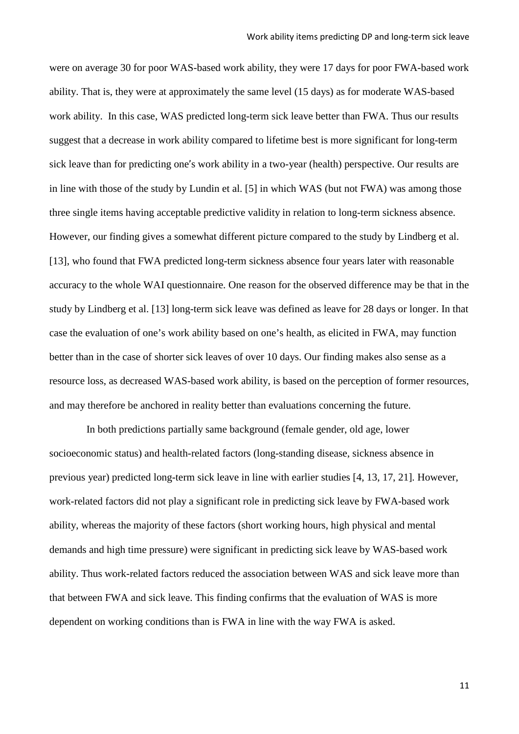were on average 30 for poor WAS-based work ability, they were 17 days for poor FWA-based work ability. That is, they were at approximately the same level (15 days) as for moderate WAS-based work ability. In this case, WAS predicted long-term sick leave better than FWA. Thus our results suggest that a decrease in work ability compared to lifetime best is more significant for long-term sick leave than for predicting one's work ability in a two-year (health) perspective. Our results are in line with those of the study by Lundin et al. [5] in which WAS (but not FWA) was among those three single items having acceptable predictive validity in relation to long-term sickness absence. However, our finding gives a somewhat different picture compared to the study by Lindberg et al. [13], who found that FWA predicted long-term sickness absence four years later with reasonable accuracy to the whole WAI questionnaire. One reason for the observed difference may be that in the study by Lindberg et al. [13] long-term sick leave was defined as leave for 28 days or longer. In that case the evaluation of one's work ability based on one's health, as elicited in FWA, may function better than in the case of shorter sick leaves of over 10 days. Our finding makes also sense as a resource loss, as decreased WAS-based work ability, is based on the perception of former resources, and may therefore be anchored in reality better than evaluations concerning the future.

In both predictions partially same background (female gender, old age, lower socioeconomic status) and health-related factors (long-standing disease, sickness absence in previous year) predicted long-term sick leave in line with earlier studies [4, 13, 17, 21]. However, work-related factors did not play a significant role in predicting sick leave by FWA-based work ability, whereas the majority of these factors (short working hours, high physical and mental demands and high time pressure) were significant in predicting sick leave by WAS-based work ability. Thus work-related factors reduced the association between WAS and sick leave more than that between FWA and sick leave. This finding confirms that the evaluation of WAS is more dependent on working conditions than is FWA in line with the way FWA is asked.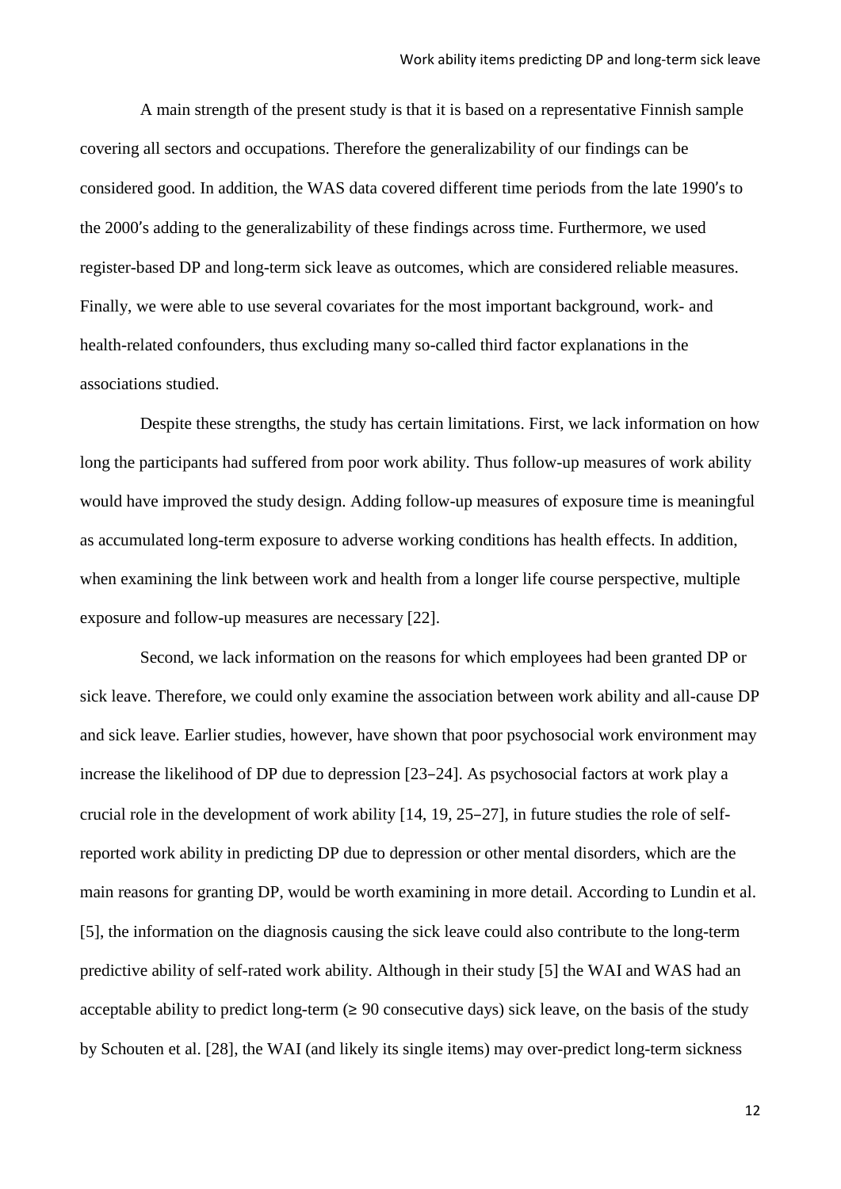A main strength of the present study is that it is based on a representative Finnish sample covering all sectors and occupations. Therefore the generalizability of our findings can be considered good. In addition, the WAS data covered different time periods from the late 1990′s to the 2000′s adding to the generalizability of these findings across time. Furthermore, we used register-based DP and long-term sick leave as outcomes, which are considered reliable measures. Finally, we were able to use several covariates for the most important background, work- and health-related confounders, thus excluding many so-called third factor explanations in the associations studied.

Despite these strengths, the study has certain limitations. First, we lack information on how long the participants had suffered from poor work ability. Thus follow-up measures of work ability would have improved the study design. Adding follow-up measures of exposure time is meaningful as accumulated long-term exposure to adverse working conditions has health effects. In addition, when examining the link between work and health from a longer life course perspective, multiple exposure and follow-up measures are necessary [22].

Second, we lack information on the reasons for which employees had been granted DP or sick leave. Therefore, we could only examine the association between work ability and all-cause DP and sick leave. Earlier studies, however, have shown that poor psychosocial work environment may increase the likelihood of DP due to depression [23−24]. As psychosocial factors at work play a crucial role in the development of work ability [14, 19, 25−27], in future studies the role of self-reported work ability in predicting DP due to depression or other mental disorders, which are the main reasons for granting DP, would be worth examining in more detail. According to Lundin et al. [5], the information on the diagnosis causing the sick leave could also contribute to the long-term predictive ability of self-rated work ability. Although in their study [5] the WAI and WAS had an acceptable ability to predict long-term (≥ 90 consecutive days) sick leave, on the basis of the study by Schouten et al. [28], the WAI (and likely its single items) may over-predict long-term sickness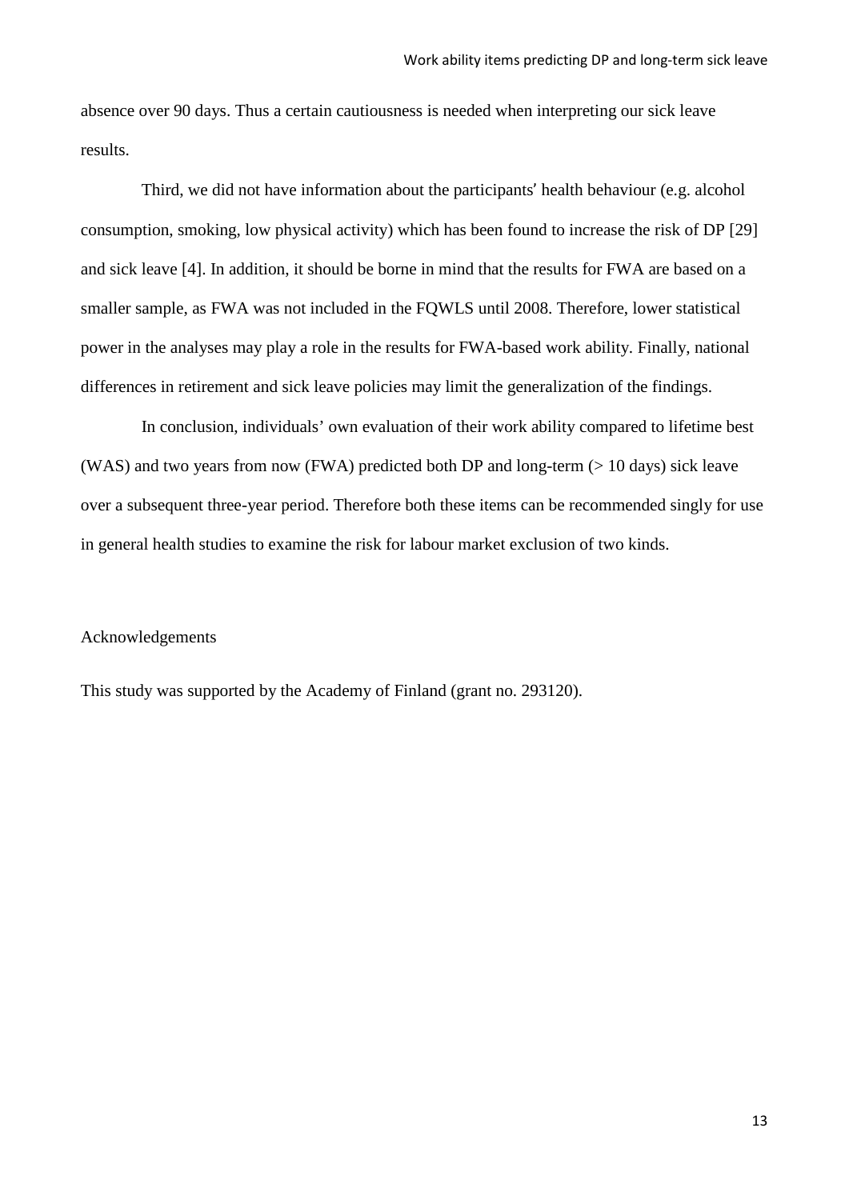absence over 90 days. Thus a certain cautiousness is needed when interpreting our sick leave results.

Third, we did not have information about the participants' health behaviour (e.g. alcohol consumption, smoking, low physical activity) which has been found to increase the risk of DP [29] and sick leave [4]. In addition, it should be borne in mind that the results for FWA are based on a smaller sample, as FWA was not included in the FQWLS until 2008. Therefore, lower statistical power in the analyses may play a role in the results for FWA-based work ability. Finally, national differences in retirement and sick leave policies may limit the generalization of the findings.

In conclusion, individuals' own evaluation of their work ability compared to lifetime best (WAS) and two years from now (FWA) predicted both DP and long-term (> 10 days) sick leave over a subsequent three-year period. Therefore both these items can be recommended singly for use in general health studies to examine the risk for labour market exclusion of two kinds.

## Acknowledgements

This study was supported by the Academy of Finland (grant no. 293120).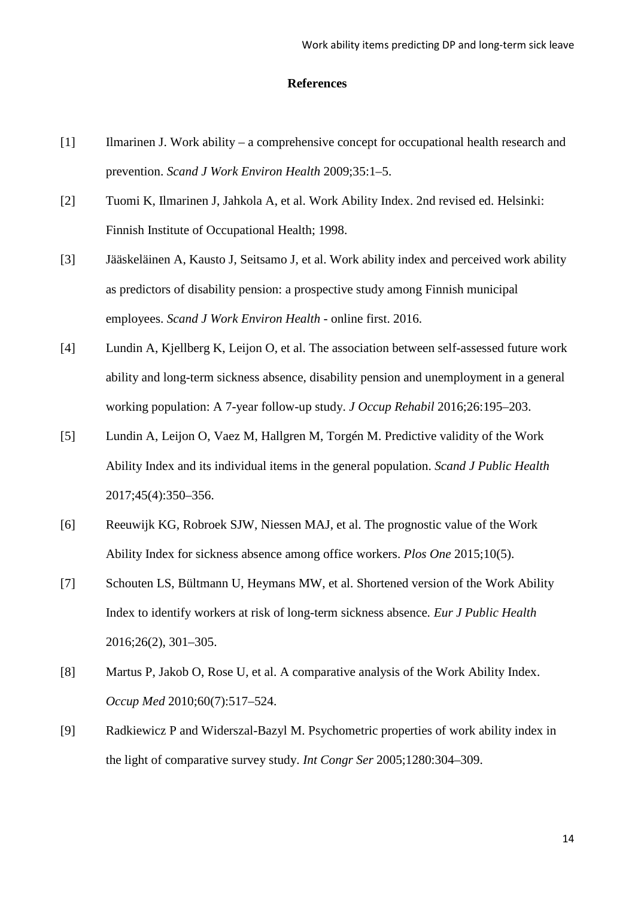## References

[1] Ilmarinen J. Work ability – a comprehensive concept for occupational health research and prevention. *Scand J Work Environ Health* 2009;35:1–5.

[2] Tuomi K, Ilmarinen J, Jahkola A, et al. Work Ability Index. 2nd revised ed. Helsinki: Finnish Institute of Occupational Health; 1998.

[3] Jääskeläinen A, Kausto J, Seitsamo J, et al. Work ability index and perceived work ability as predictors of disability pension: a prospective study among Finnish municipal employees. *Scand J Work Environ Health* - online first. 2016.

[4] Lundin A, Kjellberg K, Leijon O, et al. The association between self-assessed future work ability and long-term sickness absence, disability pension and unemployment in a general working population: A 7-year follow-up study. *J Occup Rehabil* 2016;26:195–203.

[5] Lundin A, Leijon O, Vaez M, Hallgren M, Torgén M. Predictive validity of the Work Ability Index and its individual items in the general population. *Scand J Public Health* 2017;45(4):350–356.

[6] Reeuwijk KG, Robroek SJW, Niessen MAJ, et al. The prognostic value of the Work Ability Index for sickness absence among office workers. *Plos One* 2015;10(5).

[7] Schouten LS, Bültmann U, Heymans MW, et al. Shortened version of the Work Ability Index to identify workers at risk of long-term sickness absence. *Eur J Public Health* 2016;26(2), 301–305.

[8] Martus P, Jakob O, Rose U, et al. A comparative analysis of the Work Ability Index. *Occup Med* 2010;60(7):517–524.

[9] Radkiewicz P and Widerszal-Bazyl M. Psychometric properties of work ability index in the light of comparative survey study. *Int Congr Ser* 2005;1280:304–309.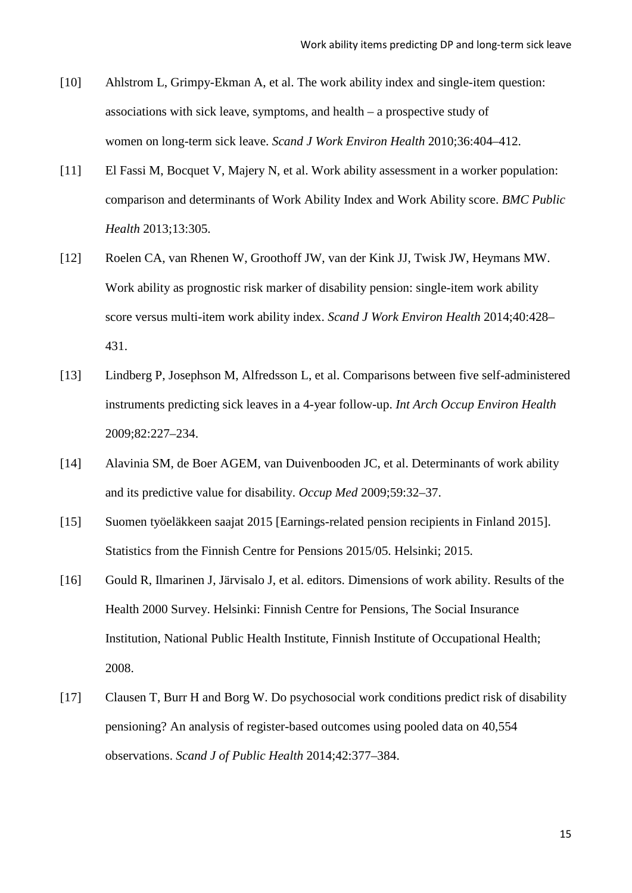[10] Ahlstrom L, Grimpy-Ekman A, et al. The work ability index and single-item question: associations with sick leave, symptoms, and health – a prospective study of women on long-term sick leave. *Scand J Work Environ Health* 2010;36:404–412.

[11] El Fassi M, Bocquet V, Majery N, et al. Work ability assessment in a worker population: comparison and determinants of Work Ability Index and Work Ability score. *BMC Public Health* 2013;13:305.

[12] Roelen CA, van Rhenen W, Groothoff JW, van der Kink JJ, Twisk JW, Heymans MW. Work ability as prognostic risk marker of disability pension: single-item work ability score versus multi-item work ability index. *Scand J Work Environ Health* 2014;40:428–431.

[13] Lindberg P, Josephson M, Alfredsson L, et al. Comparisons between five self-administered instruments predicting sick leaves in a 4-year follow-up. *Int Arch Occup Environ Health* 2009;82:227–234.

[14] Alavinia SM, de Boer AGEM, van Duivenbooden JC, et al. Determinants of work ability and its predictive value for disability. *Occup Med* 2009;59:32–37.

[15] Suomen työeläkkeen saajat 2015 [Earnings-related pension recipients in Finland 2015]. Statistics from the Finnish Centre for Pensions 2015/05. Helsinki; 2015.

[16] Gould R, Ilmarinen J, Järvisalo J, et al. editors. Dimensions of work ability. Results of the Health 2000 Survey. Helsinki: Finnish Centre for Pensions, The Social Insurance Institution, National Public Health Institute, Finnish Institute of Occupational Health; 2008.

[17] Clausen T, Burr H and Borg W. Do psychosocial work conditions predict risk of disability pensioning? An analysis of register-based outcomes using pooled data on 40,554 observations. *Scand J of Public Health* 2014;42:377–384.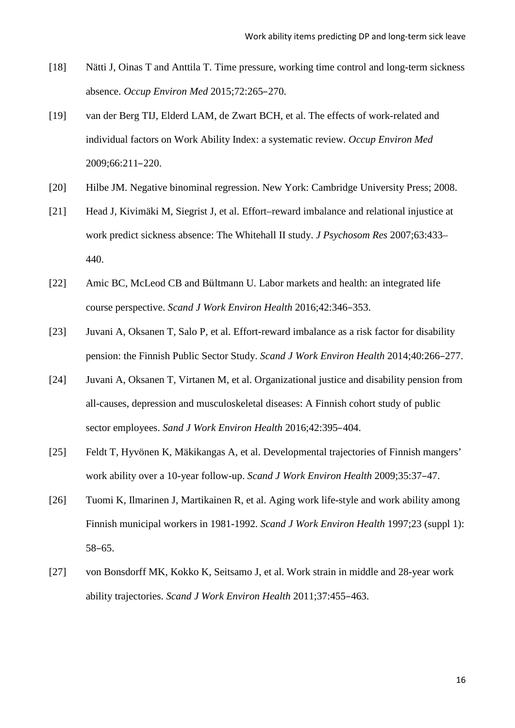[18] Nätti J, Oinas T and Anttila T. Time pressure, working time control and long-term sickness absence. *Occup Environ Med* 2015;72:265–270.

[19] van der Berg TIJ, Elderd LAM, de Zwart BCH, et al. The effects of work-related and individual factors on Work Ability Index: a systematic review. *Occup Environ Med* 2009;66:211–220.

[20] Hilbe JM. Negative binominal regression. New York: Cambridge University Press; 2008.

[21] Head J, Kivimäki M, Siegrist J, et al. Effort–reward imbalance and relational injustice at work predict sickness absence: The Whitehall II study. *J Psychosom Res* 2007;63:433–440.

[22] Amic BC, McLeod CB and Bültmann U. Labor markets and health: an integrated life course perspective. *Scand J Work Environ Health* 2016;42:346–353.

[23] Juvani A, Oksanen T, Salo P, et al. Effort-reward imbalance as a risk factor for disability pension: the Finnish Public Sector Study. *Scand J Work Environ Health* 2014;40:266–277.

[24] Juvani A, Oksanen T, Virtanen M, et al. Organizational justice and disability pension from all-causes, depression and musculoskeletal diseases: A Finnish cohort study of public sector employees. *Sand J Work Environ Health* 2016;42:395–404.

[25] Feldt T, Hyvönen K, Mäkikangas A, et al. Developmental trajectories of Finnish mangers' work ability over a 10-year follow-up. *Scand J Work Environ Health* 2009;35:37–47.

[26] Tuomi K, Ilmarinen J, Martikainen R, et al. Aging work life-style and work ability among Finnish municipal workers in 1981-1992. *Scand J Work Environ Health* 1997;23 (suppl 1): 58–65.

[27] von Bonsdorff MK, Kokko K, Seitsamo J, et al. Work strain in middle and 28-year work ability trajectories. *Scand J Work Environ Health* 2011;37:455–463.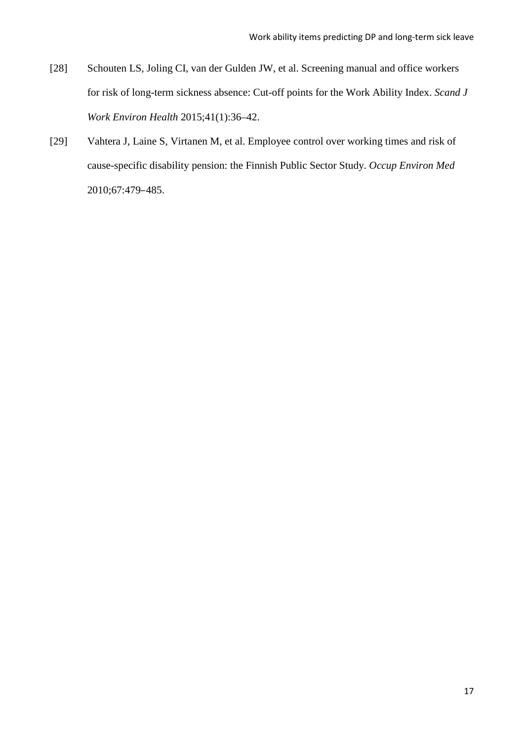[28] Schouten LS, Joling CI, van der Gulden JW, et al. Screening manual and office workers for risk of long-term sickness absence: Cut-off points for the Work Ability Index. *Scand J Work Environ Health* 2015;41(1):36–42.

[29] Vahtera J, Laine S, Virtanen M, et al. Employee control over working times and risk of cause-specific disability pension: the Finnish Public Sector Study. *Occup Environ Med* 2010;67:479–485.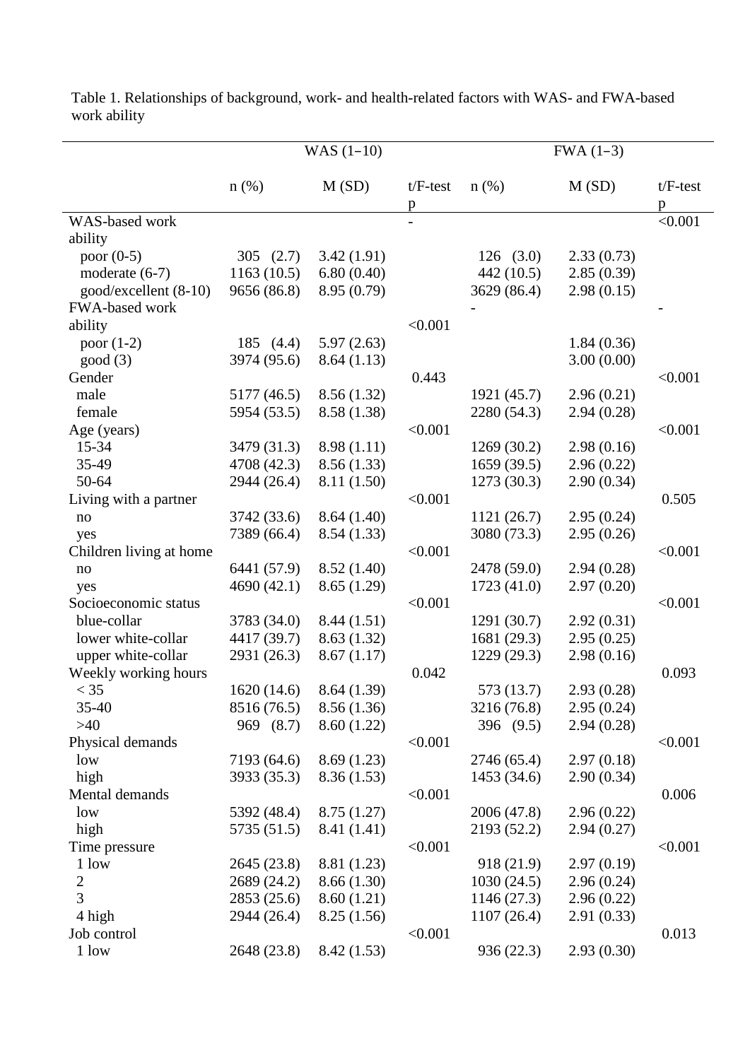Table 1. Relationships of background, work- and health-related factors with WAS- and FWA-based work ability

| | WAS (1–10) | | | FWA (1–3) | | |
|---|---|---|---|---|---|---|
| | n (%) | M (SD) | t/F-test p | n (%) | M (SD) | t/F-test p |
| WAS-based work ability | | | - | | | <0.001 |
| poor (0-5) | 305 (2.7) | 3.42 (1.91) | | 126 (3.0) | 2.33 (0.73) | |
| moderate (6-7) | 1163 (10.5) | 6.80 (0.40) | | 442 (10.5) | 2.85 (0.39) | |
| good/excellent (8-10) | 9656 (86.8) | 8.95 (0.79) | | 3629 (86.4) | 2.98 (0.15) | |
| FWA-based work ability | | | <0.001 | - | | - |
| poor (1-2) | 185 (4.4) | 5.97 (2.63) | | | 1.84 (0.36) | |
| good (3) | 3974 (95.6) | 8.64 (1.13) | | | 3.00 (0.00) | |
| Gender | | | 0.443 | | | <0.001 |
| male | 5177 (46.5) | 8.56 (1.32) | | 1921 (45.7) | 2.96 (0.21) | |
| female | 5954 (53.5) | 8.58 (1.38) | | 2280 (54.3) | 2.94 (0.28) | |
| Age (years) | | | <0.001 | | | <0.001 |
| 15-34 | 3479 (31.3) | 8.98 (1.11) | | 1269 (30.2) | 2.98 (0.16) | |
| 35-49 | 4708 (42.3) | 8.56 (1.33) | | 1659 (39.5) | 2.96 (0.22) | |
| 50-64 | 2944 (26.4) | 8.11 (1.50) | | 1273 (30.3) | 2.90 (0.34) | |
| Living with a partner | | | <0.001 | | | 0.505 |
| no | 3742 (33.6) | 8.64 (1.40) | | 1121 (26.7) | 2.95 (0.24) | |
| yes | 7389 (66.4) | 8.54 (1.33) | | 3080 (73.3) | 2.95 (0.26) | |
| Children living at home | | | <0.001 | | | <0.001 |
| no | 6441 (57.9) | 8.52 (1.40) | | 2478 (59.0) | 2.94 (0.28) | |
| yes | 4690 (42.1) | 8.65 (1.29) | | 1723 (41.0) | 2.97 (0.20) | |
| Socioeconomic status | | | <0.001 | | | <0.001 |
| blue-collar | 3783 (34.0) | 8.44 (1.51) | | 1291 (30.7) | 2.92 (0.31) | |
| lower white-collar | 4417 (39.7) | 8.63 (1.32) | | 1681 (29.3) | 2.95 (0.25) | |
| upper white-collar | 2931 (26.3) | 8.67 (1.17) | | 1229 (29.3) | 2.98 (0.16) | |
| Weekly working hours | | | 0.042 | | | 0.093 |
| < 35 | 1620 (14.6) | 8.64 (1.39) | | 573 (13.7) | 2.93 (0.28) | |
| 35-40 | 8516 (76.5) | 8.56 (1.36) | | 3216 (76.8) | 2.95 (0.24) | |
| >40 | 969 (8.7) | 8.60 (1.22) | | 396 (9.5) | 2.94 (0.28) | |
| Physical demands | | | <0.001 | | | <0.001 |
| low | 7193 (64.6) | 8.69 (1.23) | | 2746 (65.4) | 2.97 (0.18) | |
| high | 3933 (35.3) | 8.36 (1.53) | | 1453 (34.6) | 2.90 (0.34) | |
| Mental demands | | | <0.001 | | | 0.006 |
| low | 5392 (48.4) | 8.75 (1.27) | | 2006 (47.8) | 2.96 (0.22) | |
| high | 5735 (51.5) | 8.41 (1.41) | | 2193 (52.2) | 2.94 (0.27) | |
| Time pressure | | | <0.001 | | | <0.001 |
| 1 low | 2645 (23.8) | 8.81 (1.23) | | 918 (21.9) | 2.97 (0.19) | |
| 2 | 2689 (24.2) | 8.66 (1.30) | | 1030 (24.5) | 2.96 (0.24) | |
| 3 | 2853 (25.6) | 8.60 (1.21) | | 1146 (27.3) | 2.96 (0.22) | |
| 4 high | 2944 (26.4) | 8.25 (1.56) | | 1107 (26.4) | 2.91 (0.33) | |
| Job control | | | <0.001 | | | 0.013 |
| 1 low | 2648 (23.8) | 8.42 (1.53) | | 936 (22.3) | 2.93 (0.30) | |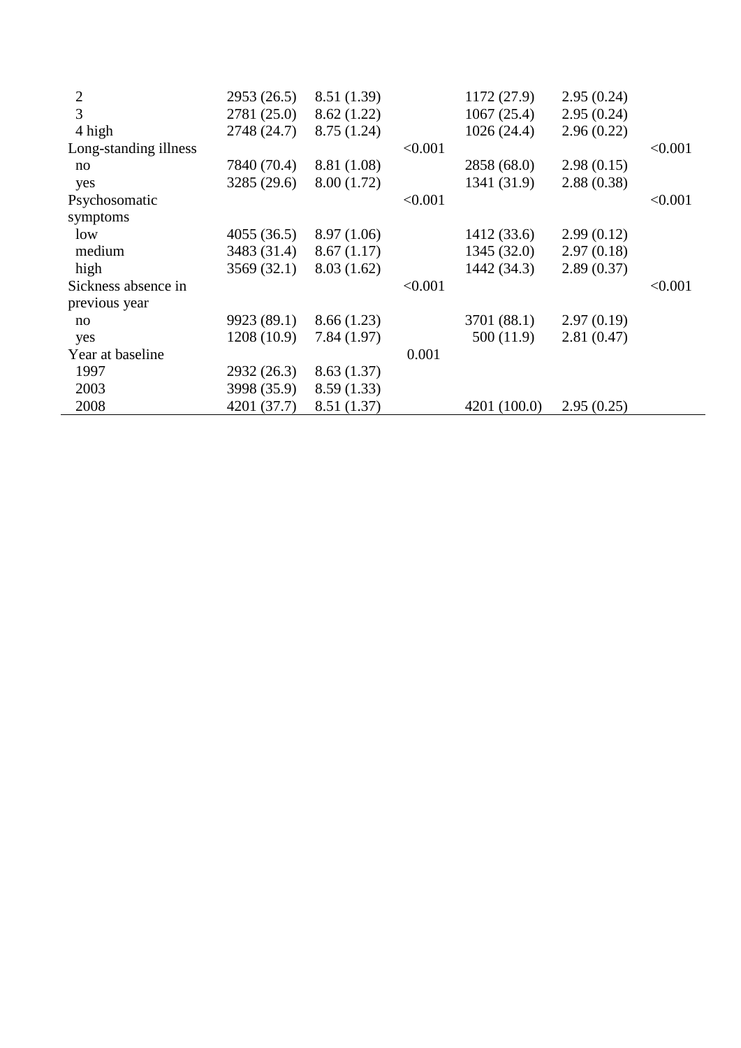| | | | | | | |
|---|---|---|---|---|---|---|
| 2 | 2953 (26.5) | 8.51 (1.39) | | 1172 (27.9) | 2.95 (0.24) | |
| 3 | 2781 (25.0) | 8.62 (1.22) | | 1067 (25.4) | 2.95 (0.24) | |
| 4 high | 2748 (24.7) | 8.75 (1.24) | | 1026 (24.4) | 2.96 (0.22) | |
| Long-standing illness | | | <0.001 | | | <0.001 |
| no | 7840 (70.4) | 8.81 (1.08) | | 2858 (68.0) | 2.98 (0.15) | |
| yes | 3285 (29.6) | 8.00 (1.72) | | 1341 (31.9) | 2.88 (0.38) | |
| Psychosomatic symptoms | | | <0.001 | | | <0.001 |
| low | 4055 (36.5) | 8.97 (1.06) | | 1412 (33.6) | 2.99 (0.12) | |
| medium | 3483 (31.4) | 8.67 (1.17) | | 1345 (32.0) | 2.97 (0.18) | |
| high | 3569 (32.1) | 8.03 (1.62) | | 1442 (34.3) | 2.89 (0.37) | |
| Sickness absence in previous year | | | <0.001 | | | <0.001 |
| no | 9923 (89.1) | 8.66 (1.23) | | 3701 (88.1) | 2.97 (0.19) | |
| yes | 1208 (10.9) | 7.84 (1.97) | | 500 (11.9) | 2.81 (0.47) | |
| Year at baseline | | | 0.001 | | | |
| 1997 | 2932 (26.3) | 8.63 (1.37) | | | | |
| 2003 | 3998 (35.9) | 8.59 (1.33) | | | | |
| 2008 | 4201 (37.7) | 8.51 (1.37) | | 4201 (100.0) | 2.95 (0.25) | |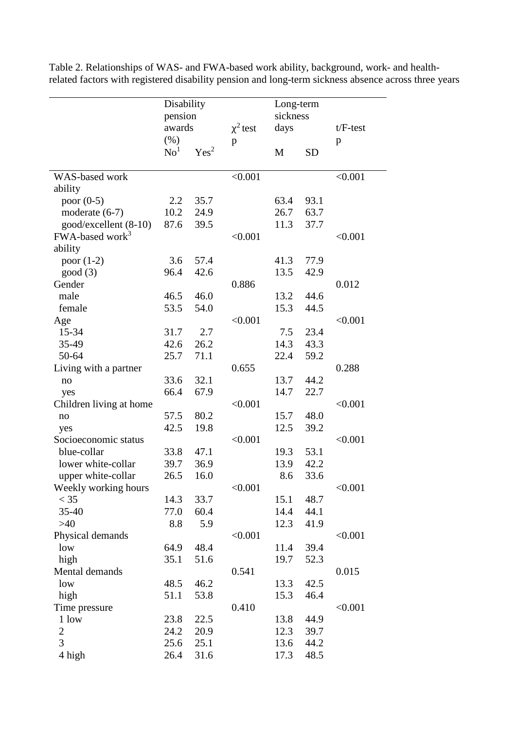Table 2. Relationships of WAS- and FWA-based work ability, background, work- and health-related factors with registered disability pension and long-term sickness absence across three years

| | Disability pension awards (%) | | $\chi^2$ test p | Long-term sickness days | | t/F-test p |
|---|---|---|---|---|---|---|
| | No[1] | Yes[2] | | M | SD | |
| WAS-based work ability | | | <0.001 | | | <0.001 |
| poor (0-5) | 2.2 | 35.7 | | 63.4 | 93.1 | |
| moderate (6-7) | 10.2 | 24.9 | | 26.7 | 63.7 | |
| good/excellent (8-10) | 87.6 | 39.5 | | 11.3 | 37.7 | |
| FWA-based work[3] ability | | | <0.001 | | | <0.001 |
| poor (1-2) | 3.6 | 57.4 | | 41.3 | 77.9 | |
| good (3) | 96.4 | 42.6 | | 13.5 | 42.9 | |
| Gender | | | 0.886 | | | 0.012 |
| male | 46.5 | 46.0 | | 13.2 | 44.6 | |
| female | 53.5 | 54.0 | | 15.3 | 44.5 | |
| Age | | | <0.001 | | | <0.001 |
| 15-34 | 31.7 | 2.7 | | 7.5 | 23.4 | |
| 35-49 | 42.6 | 26.2 | | 14.3 | 43.3 | |
| 50-64 | 25.7 | 71.1 | | 22.4 | 59.2 | |
| Living with a partner | | | 0.655 | | | 0.288 |
| no | 33.6 | 32.1 | | 13.7 | 44.2 | |
| yes | 66.4 | 67.9 | | 14.7 | 22.7 | |
| Children living at home | | | <0.001 | | | <0.001 |
| no | 57.5 | 80.2 | | 15.7 | 48.0 | |
| yes | 42.5 | 19.8 | | 12.5 | 39.2 | |
| Socioeconomic status | | | <0.001 | | | <0.001 |
| blue-collar | 33.8 | 47.1 | | 19.3 | 53.1 | |
| lower white-collar | 39.7 | 36.9 | | 13.9 | 42.2 | |
| upper white-collar | 26.5 | 16.0 | | 8.6 | 33.6 | |
| Weekly working hours | | | <0.001 | | | <0.001 |
| < 35 | 14.3 | 33.7 | | 15.1 | 48.7 | |
| 35-40 | 77.0 | 60.4 | | 14.4 | 44.1 | |
| >40 | 8.8 | 5.9 | | 12.3 | 41.9 | |
| Physical demands | | | <0.001 | | | <0.001 |
| low | 64.9 | 48.4 | | 11.4 | 39.4 | |
| high | 35.1 | 51.6 | | 19.7 | 52.3 | |
| Mental demands | | | 0.541 | | | 0.015 |
| low | 48.5 | 46.2 | | 13.3 | 42.5 | |
| high | 51.1 | 53.8 | | 15.3 | 46.4 | |
| Time pressure | | | 0.410 | | | <0.001 |
| 1 low | 23.8 | 22.5 | | 13.8 | 44.9 | |
| 2 | 24.2 | 20.9 | | 12.3 | 39.7 | |
| 3 | 25.6 | 25.1 | | 13.6 | 44.2 | |
| 4 high | 26.4 | 31.6 | | 17.3 | 48.5 | |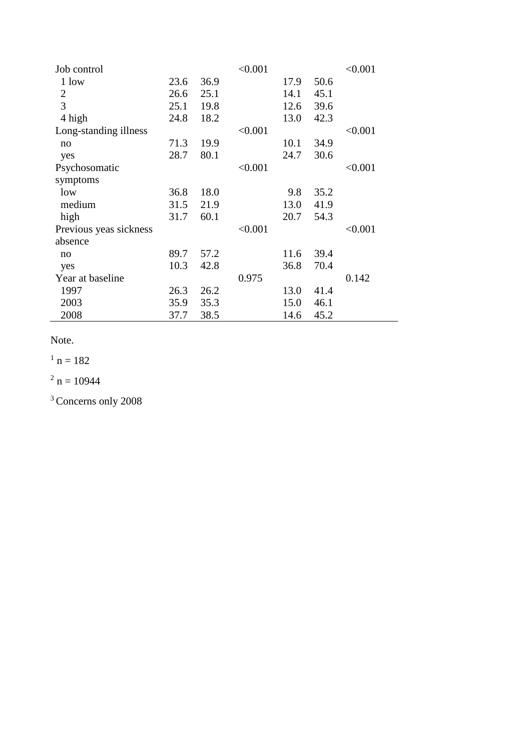| | | | | | | |
|---|---|---|---|---|---|---|
| Job control | | | <0.001 | | | <0.001 |
| 1 low | 23.6 | 36.9 | | 17.9 | 50.6 | |
| 2 | 26.6 | 25.1 | | 14.1 | 45.1 | |
| 3 | 25.1 | 19.8 | | 12.6 | 39.6 | |
| 4 high | 24.8 | 18.2 | | 13.0 | 42.3 | |
| Long-standing illness | | | <0.001 | | | <0.001 |
| no | 71.3 | 19.9 | | 10.1 | 34.9 | |
| yes | 28.7 | 80.1 | | 24.7 | 30.6 | |
| Psychosomatic symptoms | | | <0.001 | | | <0.001 |
| low | 36.8 | 18.0 | | 9.8 | 35.2 | |
| medium | 31.5 | 21.9 | | 13.0 | 41.9 | |
| high | 31.7 | 60.1 | | 20.7 | 54.3 | |
| Previous yeas sickness absence | | | <0.001 | | | <0.001 |
| no | 89.7 | 57.2 | | 11.6 | 39.4 | |
| yes | 10.3 | 42.8 | | 36.8 | 70.4 | |
| Year at baseline | | | 0.975 | | | 0.142 |
| 1997 | 26.3 | 26.2 | | 13.0 | 41.4 | |
| 2003 | 35.9 | 35.3 | | 15.0 | 46.1 | |
| 2008 | 37.7 | 38.5 | | 14.6 | 45.2 | |

Note.

[1] n = 182

[2] n = 10944

[3] Concerns only 2008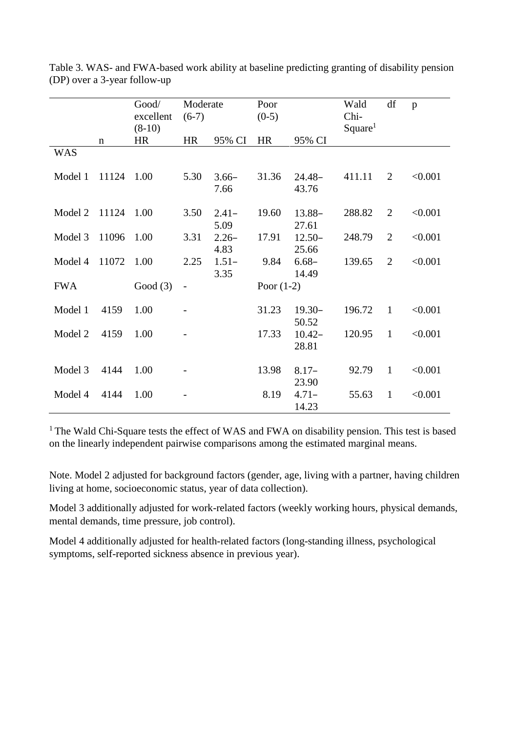Table 3. WAS- and FWA-based work ability at baseline predicting granting of disability pension (DP) over a 3-year follow-up

| | | Good/ excellent (8-10) | Moderate (6-7) | | Poor (0-5) | | Wald Chi-Square[1] | df | p |
|---|---|---|---|---|---|---|---|---|---|
| | n | HR | HR | 95% CI | HR | 95% CI | | | |
| WAS | | | | | | | | | |
| Model 1 | 11124 | 1.00 | 5.30 | 3.66–7.66 | 31.36 | 24.48–43.76 | 411.11 | 2 | <0.001 |
| Model 2 | 11124 | 1.00 | 3.50 | 2.41–5.09 | 19.60 | 13.88–27.61 | 288.82 | 2 | <0.001 |
| Model 3 | 11096 | 1.00 | 3.31 | 2.26–4.83 | 17.91 | 12.50–25.66 | 248.79 | 2 | <0.001 |
| Model 4 | 11072 | 1.00 | 2.25 | 1.51–3.35 | 9.84 | 6.68–14.49 | 139.65 | 2 | <0.001 |
| FWA | | Good (3) | - | | Poor (1-2) | | | | |
| Model 1 | 4159 | 1.00 | - | | 31.23 | 19.30–50.52 | 196.72 | 1 | <0.001 |
| Model 2 | 4159 | 1.00 | - | | 17.33 | 10.42–28.81 | 120.95 | 1 | <0.001 |
| Model 3 | 4144 | 1.00 | - | | 13.98 | 8.17–23.90 | 92.79 | 1 | <0.001 |
| Model 4 | 4144 | 1.00 | - | | 8.19 | 4.71–14.23 | 55.63 | 1 | <0.001 |

[1] The Wald Chi-Square tests the effect of WAS and FWA on disability pension. This test is based on the linearly independent pairwise comparisons among the estimated marginal means.

Note. Model 2 adjusted for background factors (gender, age, living with a partner, having children living at home, socioeconomic status, year of data collection).

Model 3 additionally adjusted for work-related factors (weekly working hours, physical demands, mental demands, time pressure, job control).

Model 4 additionally adjusted for health-related factors (long-standing illness, psychological symptoms, self-reported sickness absence in previous year).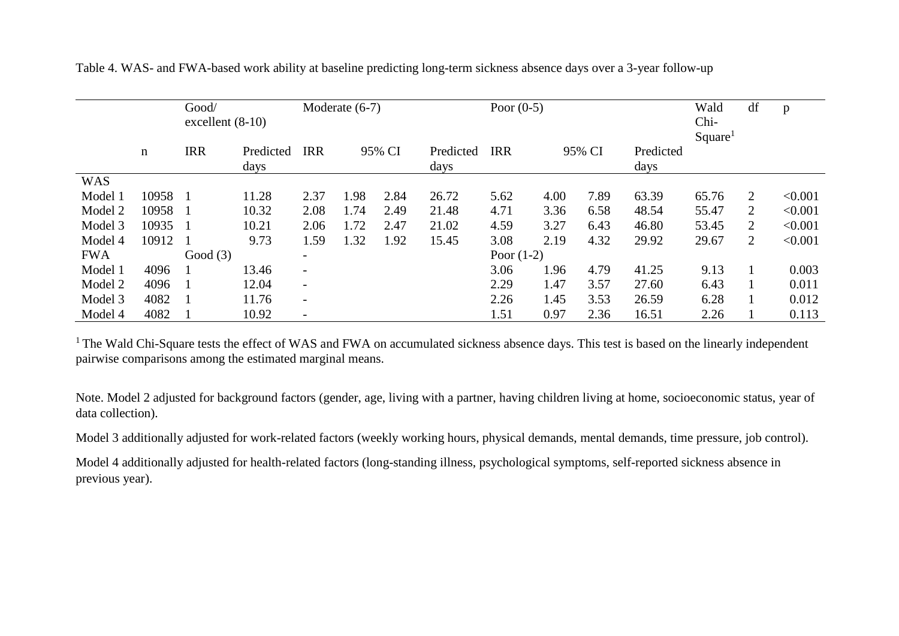Table 4. WAS- and FWA-based work ability at baseline predicting long-term sickness absence days over a 3-year follow-up

| | | Good/ excellent (8-10) | | Moderate (6-7) | | | | Poor (0-5) | | | | Wald Chi-Square[1] | df | p |
|---|---|---|---|---|---|---|---|---|---|---|---|---|---|---|
| | n | IRR | Predicted days | IRR | 95% CI | | Predicted days | IRR | 95% CI | | Predicted days | | | |
| WAS | | | | | | | | | | | | | | |
| Model 1 | 10958 | 1 | 11.28 | 2.37 | 1.98 | 2.84 | 26.72 | 5.62 | 4.00 | 7.89 | 63.39 | 65.76 | 2 | <0.001 |
| Model 2 | 10958 | 1 | 10.32 | 2.08 | 1.74 | 2.49 | 21.48 | 4.71 | 3.36 | 6.58 | 48.54 | 55.47 | 2 | <0.001 |
| Model 3 | 10935 | 1 | 10.21 | 2.06 | 1.72 | 2.47 | 21.02 | 4.59 | 3.27 | 6.43 | 46.80 | 53.45 | 2 | <0.001 |
| Model 4 | 10912 | 1 | 9.73 | 1.59 | 1.32 | 1.92 | 15.45 | 3.08 | 2.19 | 4.32 | 29.92 | 29.67 | 2 | <0.001 |
| FWA | | Good (3) | | - | | | | Poor (1-2) | | | | | | |
| Model 1 | 4096 | 1 | 13.46 | - | | | | 3.06 | 1.96 | 4.79 | 41.25 | 9.13 | 1 | 0.003 |
| Model 2 | 4096 | 1 | 12.04 | - | | | | 2.29 | 1.47 | 3.57 | 27.60 | 6.43 | 1 | 0.011 |
| Model 3 | 4082 | 1 | 11.76 | - | | | | 2.26 | 1.45 | 3.53 | 26.59 | 6.28 | 1 | 0.012 |
| Model 4 | 4082 | 1 | 10.92 | - | | | | 1.51 | 0.97 | 2.36 | 16.51 | 2.26 | 1 | 0.113 |

[1] The Wald Chi-Square tests the effect of WAS and FWA on accumulated sickness absence days. This test is based on the linearly independent pairwise comparisons among the estimated marginal means.

Note. Model 2 adjusted for background factors (gender, age, living with a partner, having children living at home, socioeconomic status, year of data collection).

Model 3 additionally adjusted for work-related factors (weekly working hours, physical demands, mental demands, time pressure, job control).

Model 4 additionally adjusted for health-related factors (long-standing illness, psychological symptoms, self-reported sickness absence in previous year).